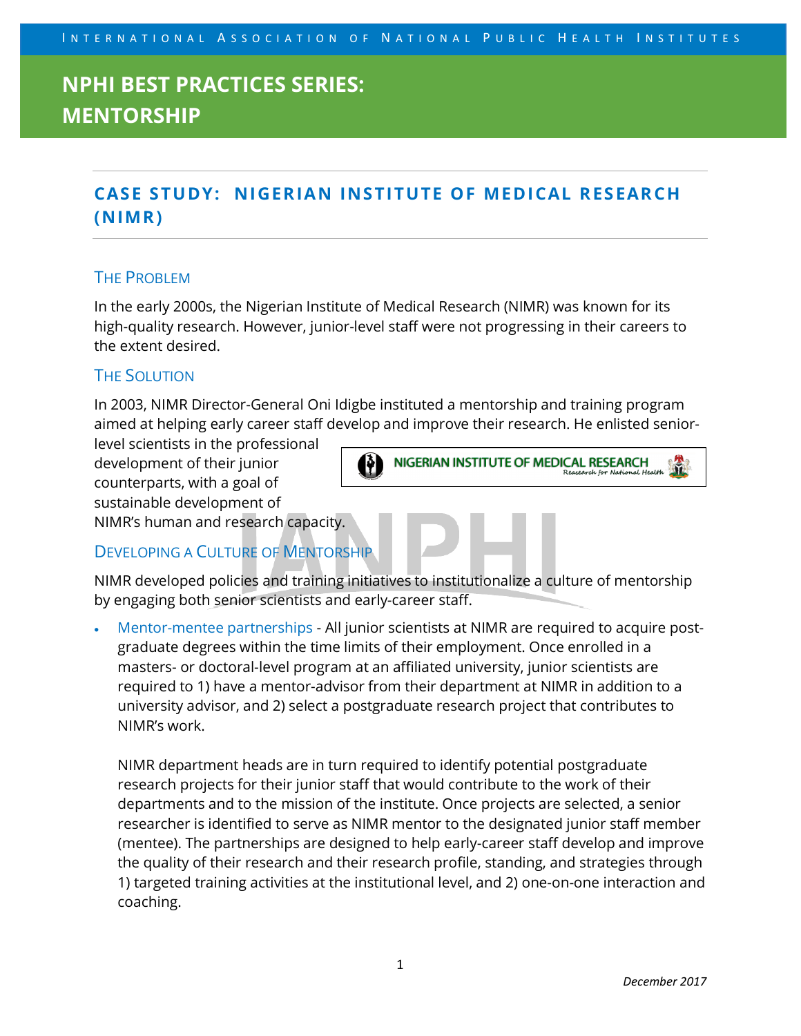International Association of National Public Health Institutes

# NPHI BEST PRACTICES SERIES: MENTORSHIP

## CASE STUDY: NIGERIAN INSTITUTE OF MEDICAL RESEARCH (NIMR)

### The Problem

In the early 2000s, the Nigerian Institute of Medical Research (NIMR) was known for its high-quality research. However, junior-level staff were not progressing in their careers to the extent desired.

### The Solution

In 2003, NIMR Director-General Oni Idigbe instituted a mentorship and training program aimed at helping early career staff develop and improve their research. He enlisted senior-level scientists in the professional development of their junior counterparts, with a goal of sustainable development of NIMR's human and research capacity.

### Developing a Culture of Mentorship

NIMR developed policies and training initiatives to institutionalize a culture of mentorship by engaging both senior scientists and early-career staff.

- Mentor-mentee partnerships - All junior scientists at NIMR are required to acquire post-graduate degrees within the time limits of their employment. Once enrolled in a masters- or doctoral-level program at an affiliated university, junior scientists are required to 1) have a mentor-advisor from their department at NIMR in addition to a university advisor, and 2) select a postgraduate research project that contributes to NIMR's work.

  NIMR department heads are in turn required to identify potential postgraduate research projects for their junior staff that would contribute to the work of their departments and to the mission of the institute. Once projects are selected, a senior researcher is identified to serve as NIMR mentor to the designated junior staff member (mentee). The partnerships are designed to help early-career staff develop and improve the quality of their research and their research profile, standing, and strategies through 1) targeted training activities at the institutional level, and 2) one-on-one interaction and coaching.

*December 2017*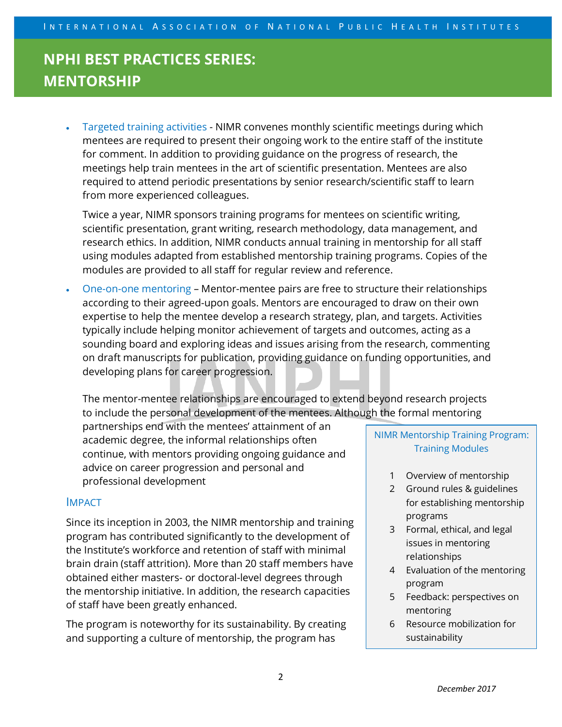- Targeted training activities - NIMR convenes monthly scientific meetings during which mentees are required to present their ongoing work to the entire staff of the institute for comment. In addition to providing guidance on the progress of research, the meetings help train mentees in the art of scientific presentation. Mentees are also required to attend periodic presentations by senior research/scientific staff to learn from more experienced colleagues.

  Twice a year, NIMR sponsors training programs for mentees on scientific writing, scientific presentation, grant writing, research methodology, data management, and research ethics. In addition, NIMR conducts annual training in mentorship for all staff using modules adapted from established mentorship training programs. Copies of the modules are provided to all staff for regular review and reference.

- One-on-one mentoring – Mentor-mentee pairs are free to structure their relationships according to their agreed-upon goals. Mentors are encouraged to draw on their own expertise to help the mentee develop a research strategy, plan, and targets. Activities typically include helping monitor achievement of targets and outcomes, acting as a sounding board and exploring ideas and issues arising from the research, commenting on draft manuscripts for publication, providing guidance on funding opportunities, and developing plans for career progression.

  The mentor-mentee relationships are encouraged to extend beyond research projects to include the personal development of the mentees. Although the formal mentoring partnerships end with the mentees' attainment of an academic degree, the informal relationships often continue, with mentors providing ongoing guidance and advice on career progression and personal and professional development

## Impact

Since its inception in 2003, the NIMR mentorship and training program has contributed significantly to the development of the Institute's workforce and retention of staff with minimal brain drain (staff attrition). More than 20 staff members have obtained either masters- or doctoral-level degrees through the mentorship initiative. In addition, the research capacities of staff have been greatly enhanced.

The program is noteworthy for its sustainability. By creating and supporting a culture of mentorship, the program has

**NIMR Mentorship Training Program: Training Modules**

1. Overview of mentorship
2. Ground rules & guidelines for establishing mentorship programs
3. Formal, ethical, and legal issues in mentoring relationships
4. Evaluation of the mentoring program
5. Feedback: perspectives on mentoring
6. Resource mobilization for sustainability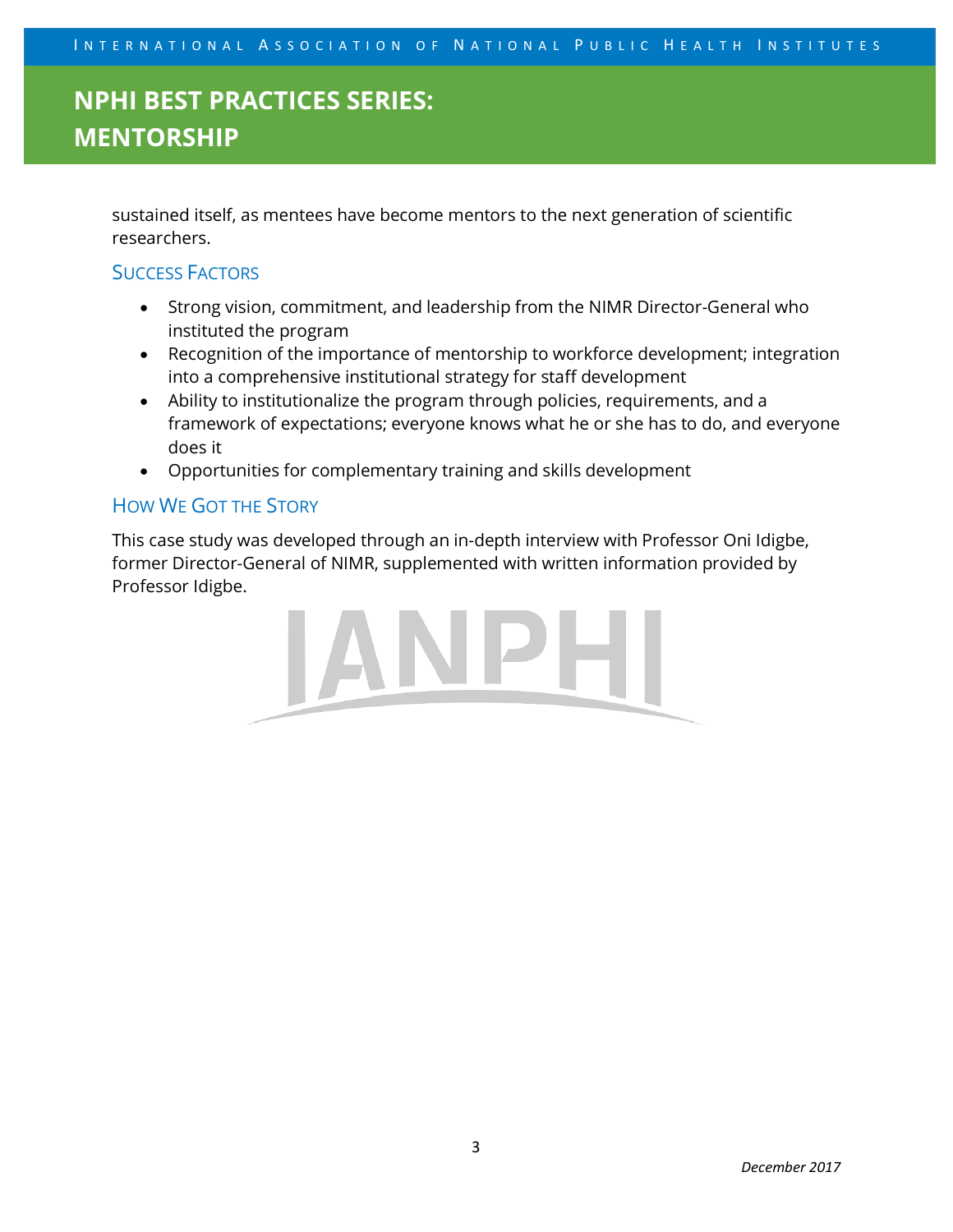sustained itself, as mentees have become mentors to the next generation of scientific researchers.

## Success Factors

- Strong vision, commitment, and leadership from the NIMR Director-General who instituted the program
- Recognition of the importance of mentorship to workforce development; integration into a comprehensive institutional strategy for staff development
- Ability to institutionalize the program through policies, requirements, and a framework of expectations; everyone knows what he or she has to do, and everyone does it
- Opportunities for complementary training and skills development

## How We Got the Story

This case study was developed through an in-depth interview with Professor Oni Idigbe, former Director-General of NIMR, supplemented with written information provided by Professor Idigbe.

*December 2017*